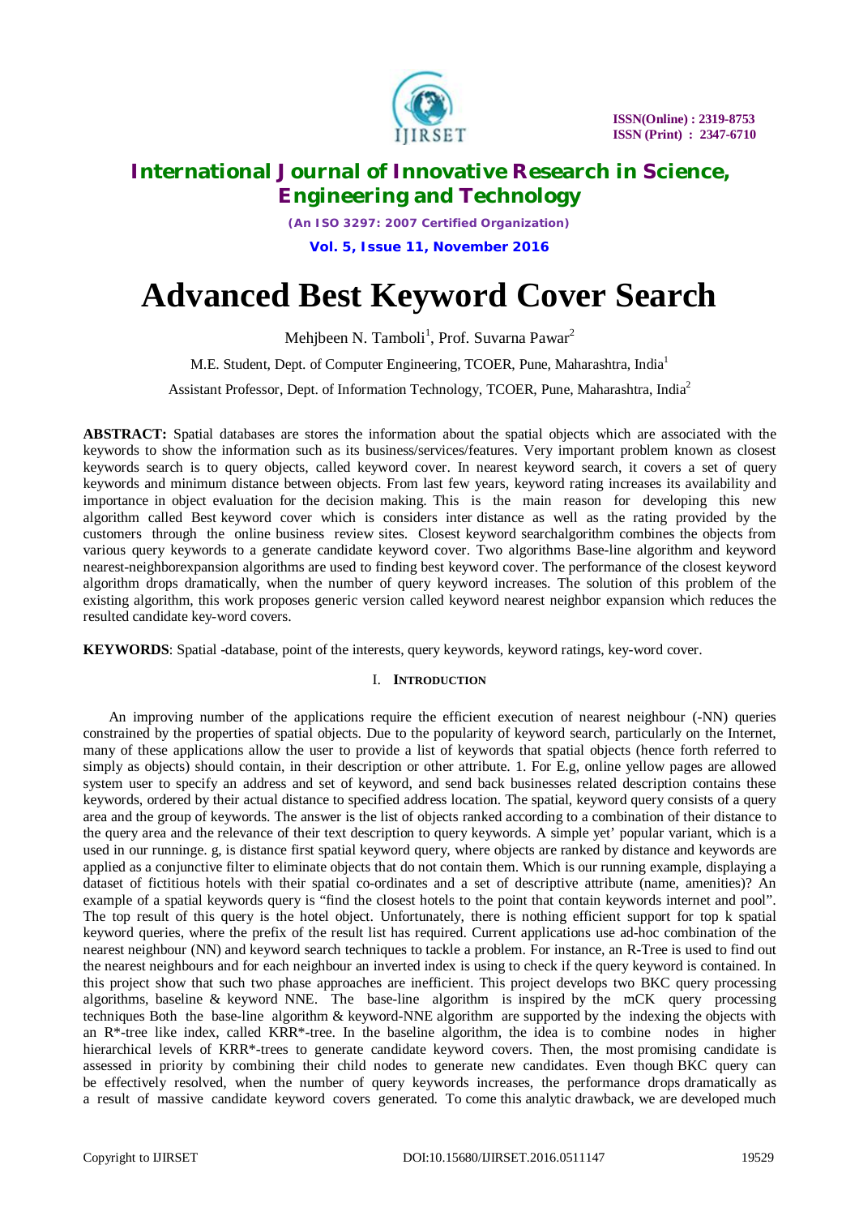# International Journal of Innovative Research in Science, Engineering and Technology

*(An ISO 3297: 2007 Certified Organization)*

**Vol. 5, Issue 11, November 2016**

# Advanced Best Keyword Cover Search

Mehjbeen N. Tamboli[1], Prof. Suvarna Pawar[2]

M.E. Student, Dept. of Computer Engineering, TCOER, Pune, Maharashtra, India[1]

Assistant Professor, Dept. of Information Technology, TCOER, Pune, Maharashtra, India[2]

**ABSTRACT:** Spatial databases are stores the information about the spatial objects which are associated with the keywords to show the information such as its business/services/features. Very important problem known as closest keywords search is to query objects, called keyword cover. In nearest keyword search, it covers a set of query keywords and minimum distance between objects. From last few years, keyword rating increases its availability and importance in object evaluation for the decision making. This is the main reason for developing this new algorithm called Best keyword cover which is considers inter distance as well as the rating provided by the customers through the online business review sites. Closest keyword searchalgorithm combines the objects from various query keywords to a generate candidate keyword cover. Two algorithms Base-line algorithm and keyword nearest-neighborexpansion algorithms are used to finding best keyword cover. The performance of the closest keyword algorithm drops dramatically, when the number of query keyword increases. The solution of this problem of the existing algorithm, this work proposes generic version called keyword nearest neighbor expansion which reduces the resulted candidate key-word covers.

**KEYWORDS**: Spatial -database, point of the interests, query keywords, keyword ratings, key-word cover.

## I. INTRODUCTION

An improving number of the applications require the efficient execution of nearest neighbour (-NN) queries constrained by the properties of spatial objects. Due to the popularity of keyword search, particularly on the Internet, many of these applications allow the user to provide a list of keywords that spatial objects (hence forth referred to simply as objects) should contain, in their description or other attribute. 1. For E.g, online yellow pages are allowed system user to specify an address and set of keyword, and send back businesses related description contains these keywords, ordered by their actual distance to specified address location. The spatial, keyword query consists of a query area and the group of keywords. The answer is the list of objects ranked according to a combination of their distance to the query area and the relevance of their text description to query keywords. A simple yet' popular variant, which is a used in our runninge. g, is distance first spatial keyword query, where objects are ranked by distance and keywords are applied as a conjunctive filter to eliminate objects that do not contain them. Which is our running example, displaying a dataset of fictitious hotels with their spatial co-ordinates and a set of descriptive attribute (name, amenities)? An example of a spatial keywords query is "find the closest hotels to the point that contain keywords internet and pool". The top result of this query is the hotel object. Unfortunately, there is nothing efficient support for top k spatial keyword queries, where the prefix of the result list has required. Current applications use ad-hoc combination of the nearest neighbour (NN) and keyword search techniques to tackle a problem. For instance, an R-Tree is used to find out the nearest neighbours and for each neighbour an inverted index is using to check if the query keyword is contained. In this project show that such two phase approaches are inefficient. This project develops two BKC query processing algorithms, baseline & keyword NNE. The base-line algorithm is inspired by the mCK query processing techniques Both the base-line algorithm & keyword-NNE algorithm are supported by the indexing the objects with an R*-tree like index, called KRR*-tree. In the baseline algorithm, the idea is to combine nodes in higher hierarchical levels of KRR*-trees to generate candidate keyword covers. Then, the most promising candidate is assessed in priority by combining their child nodes to generate new candidates. Even though BKC query can be effectively resolved, when the number of query keywords increases, the performance drops dramatically as a result of massive candidate keyword covers generated. To come this analytic drawback, we are developed much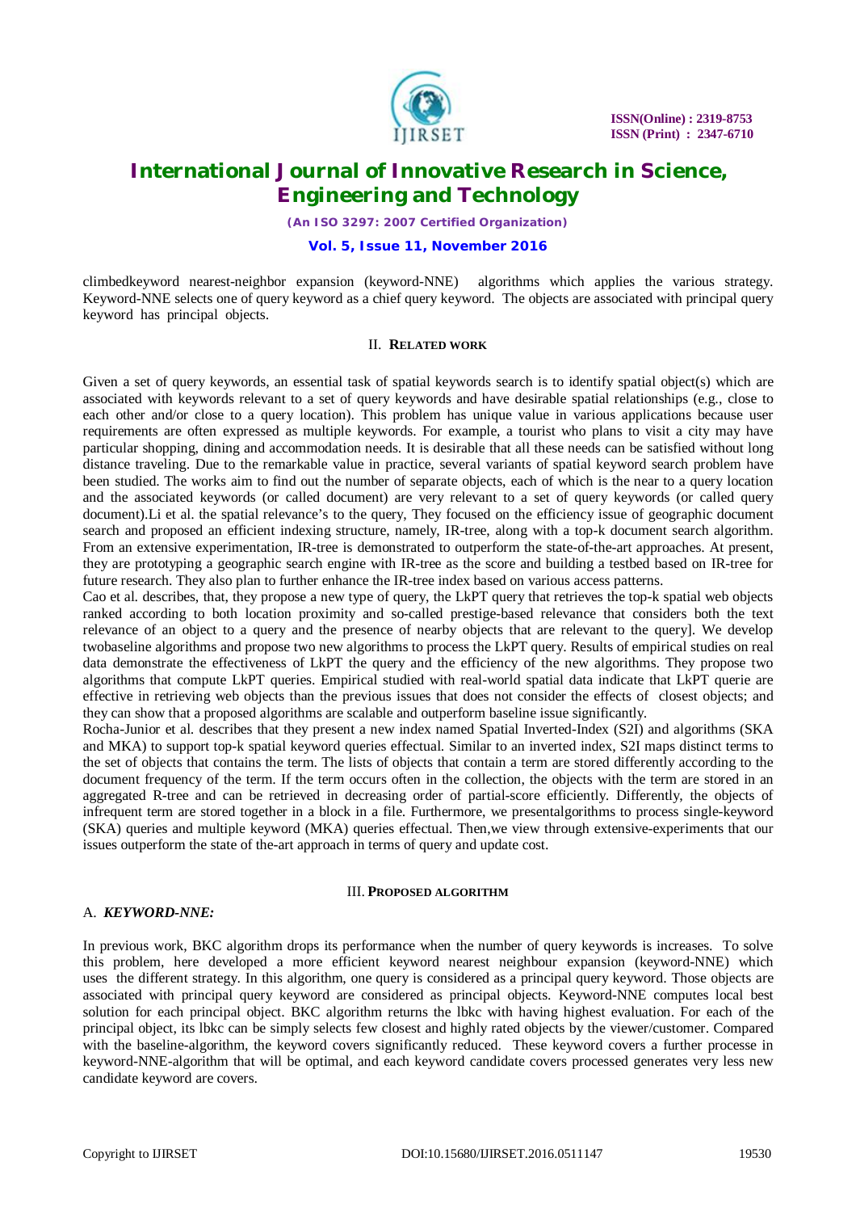climbedkeyword nearest-neighbor expansion (keyword-NNE) algorithms which applies the various strategy. Keyword-NNE selects one of query keyword as a chief query keyword. The objects are associated with principal query keyword has principal objects.

## II. RELATED WORK

Given a set of query keywords, an essential task of spatial keywords search is to identify spatial object(s) which are associated with keywords relevant to a set of query keywords and have desirable spatial relationships (e.g., close to each other and/or close to a query location). This problem has unique value in various applications because user requirements are often expressed as multiple keywords. For example, a tourist who plans to visit a city may have particular shopping, dining and accommodation needs. It is desirable that all these needs can be satisfied without long distance traveling. Due to the remarkable value in practice, several variants of spatial keyword search problem have been studied. The works aim to find out the number of separate objects, each of which is the near to a query location and the associated keywords (or called document) are very relevant to a set of query keywords (or called query document).Li et al. the spatial relevance's to the query, They focused on the efficiency issue of geographic document search and proposed an efficient indexing structure, namely, IR-tree, along with a top-k document search algorithm. From an extensive experimentation, IR-tree is demonstrated to outperform the state-of-the-art approaches. At present, they are prototyping a geographic search engine with IR-tree as the score and building a testbed based on IR-tree for future research. They also plan to further enhance the IR-tree index based on various access patterns.

Cao et al. describes, that, they propose a new type of query, the LkPT query that retrieves the top-k spatial web objects ranked according to both location proximity and so-called prestige-based relevance that considers both the text relevance of an object to a query and the presence of nearby objects that are relevant to the query]. We develop twobaseline algorithms and propose two new algorithms to process the LkPT query. Results of empirical studies on real data demonstrate the effectiveness of LkPT the query and the efficiency of the new algorithms. They propose two algorithms that compute LkPT queries. Empirical studied with real-world spatial data indicate that LkPT querie are effective in retrieving web objects than the previous issues that does not consider the effects of closest objects; and they can show that a proposed algorithms are scalable and outperform baseline issue significantly.

Rocha-Junior et al. describes that they present a new index named Spatial Inverted-Index (S2I) and algorithms (SKA and MKA) to support top-k spatial keyword queries effectual. Similar to an inverted index, S2I maps distinct terms to the set of objects that contains the term. The lists of objects that contain a term are stored differently according to the document frequency of the term. If the term occurs often in the collection, the objects with the term are stored in an aggregated R-tree and can be retrieved in decreasing order of partial-score efficiently. Differently, the objects of infrequent term are stored together in a block in a file. Furthermore, we presentalgorithms to process single-keyword (SKA) queries and multiple keyword (MKA) queries effectual. Then,we view through extensive-experiments that our issues outperform the state of the-art approach in terms of query and update cost.

## III. PROPOSED ALGORITHM

### A. *KEYWORD-NNE:*

In previous work, BKC algorithm drops its performance when the number of query keywords is increases. To solve this problem, here developed a more efficient keyword nearest neighbour expansion (keyword-NNE) which uses the different strategy. In this algorithm, one query is considered as a principal query keyword. Those objects are associated with principal query keyword are considered as principal objects. Keyword-NNE computes local best solution for each principal object. BKC algorithm returns the lbkc with having highest evaluation. For each of the principal object, its lbkc can be simply selects few closest and highly rated objects by the viewer/customer. Compared with the baseline-algorithm, the keyword covers significantly reduced. These keyword covers a further processe in keyword-NNE-algorithm that will be optimal, and each keyword candidate covers processed generates very less new candidate keyword are covers.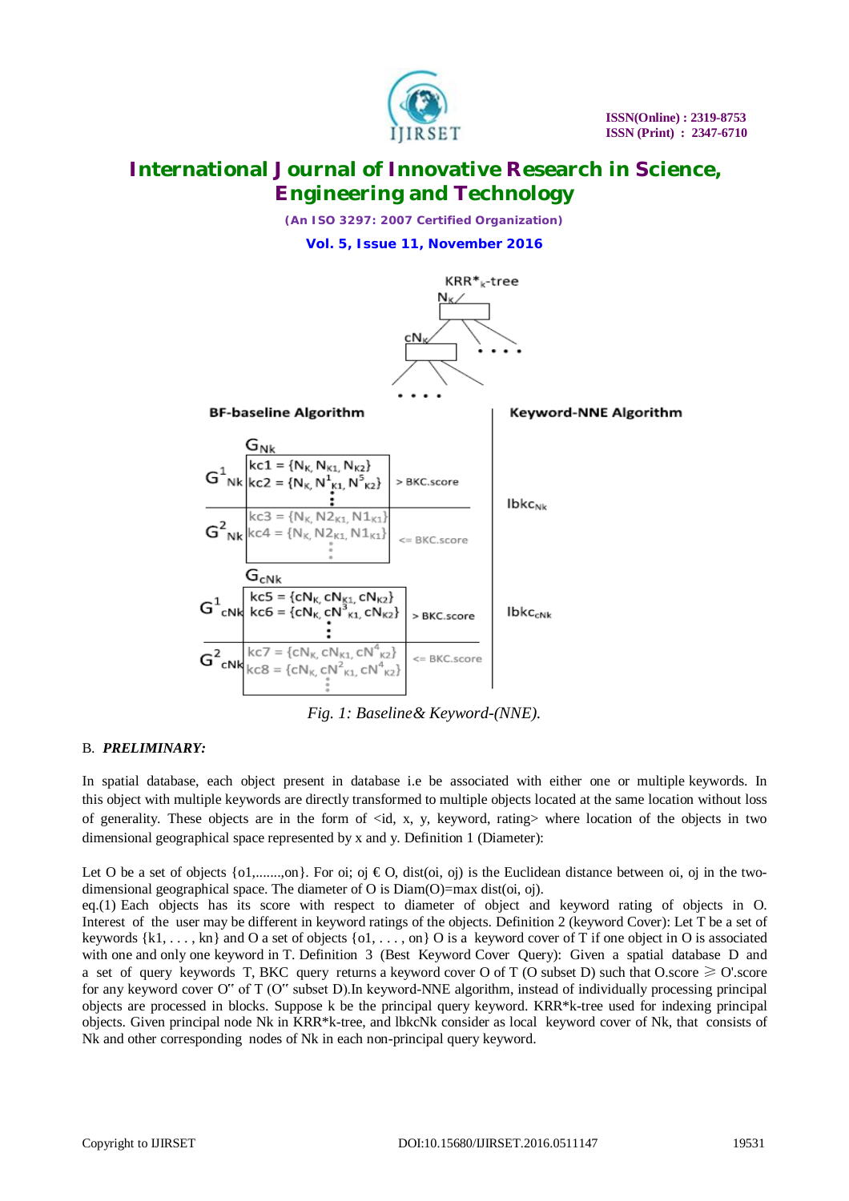KRR*$_k$-tree

$N_K$

$cN_K$

BF-baseline Algorithm

Keyword-NNE Algorithm

$G_{Nk}$

$G^1_{Nk}$ kc1 = {$N_K$, $N_{K1}$, $N_{K2}$}
kc2 = {$N_K$, $N^1_{K1}$, $N^5_{K2}$}

> BKC.score

$G^2_{Nk}$ kc3 = {$N_K$, $N2_{K1}$, $N1_{K1}$}
kc4 = {$N_K$, $N2_{K1}$, $N1_{K1}$}

<= BKC.score

lbkc$_{Nk}$

$G_{cNk}$

$G^1_{cNk}$ kc5 = {$cN_K$, $cN_{K1}$, $cN_{K2}$}
kc6 = {$cN_K$, $cN^3_{K1}$, $cN_{K2}$}

> BKC.score

$G^2_{cNk}$ kc7 = {$cN_K$, $cN_{K1}$, $cN^4_{K2}$}
kc8 = {$cN_K$, $cN^2_{K1}$, $cN^4_{K2}$}

<= BKC.score

lbkc$_{cNk}$

*Fig. 1: Baseline& Keyword-(NNE).*

B. ***PRELIMINARY:***

In spatial database, each object present in database i.e be associated with either one or multiple keywords. In this object with multiple keywords are directly transformed to multiple objects located at the same location without loss of generality. These objects are in the form of <id, x, y, keyword, rating> where location of the objects in two dimensional geographical space represented by x and y. Definition 1 (Diameter):

Let O be a set of objects {o1,.......,on}. For oi; oj € O, dist(oi, oj) is the Euclidean distance between oi, oj in the two-dimensional geographical space. The diameter of O is Diam(O)=max dist(oi, oj).
eq.(1) Each objects has its score with respect to diameter of object and keyword rating of objects in O. Interest of the user may be different in keyword ratings of the objects. Definition 2 (keyword Cover): Let T be a set of keywords {k1, . . . , kn} and O a set of objects {o1, . . . , on} O is a keyword cover of T if one object in O is associated with one and only one keyword in T. Definition 3 (Best Keyword Cover Query): Given a spatial database D and a set of query keywords T, BKC query returns a keyword cover O of T (O subset D) such that O.score ⩾ O'.score for any keyword cover O" of T (O" subset D).In keyword-NNE algorithm, instead of individually processing principal objects are processed in blocks. Suppose k be the principal query keyword. KRR*k-tree used for indexing principal objects. Given principal node Nk in KRR*k-tree, and lbkcNk consider as local keyword cover of Nk, that consists of Nk and other corresponding nodes of Nk in each non-principal query keyword.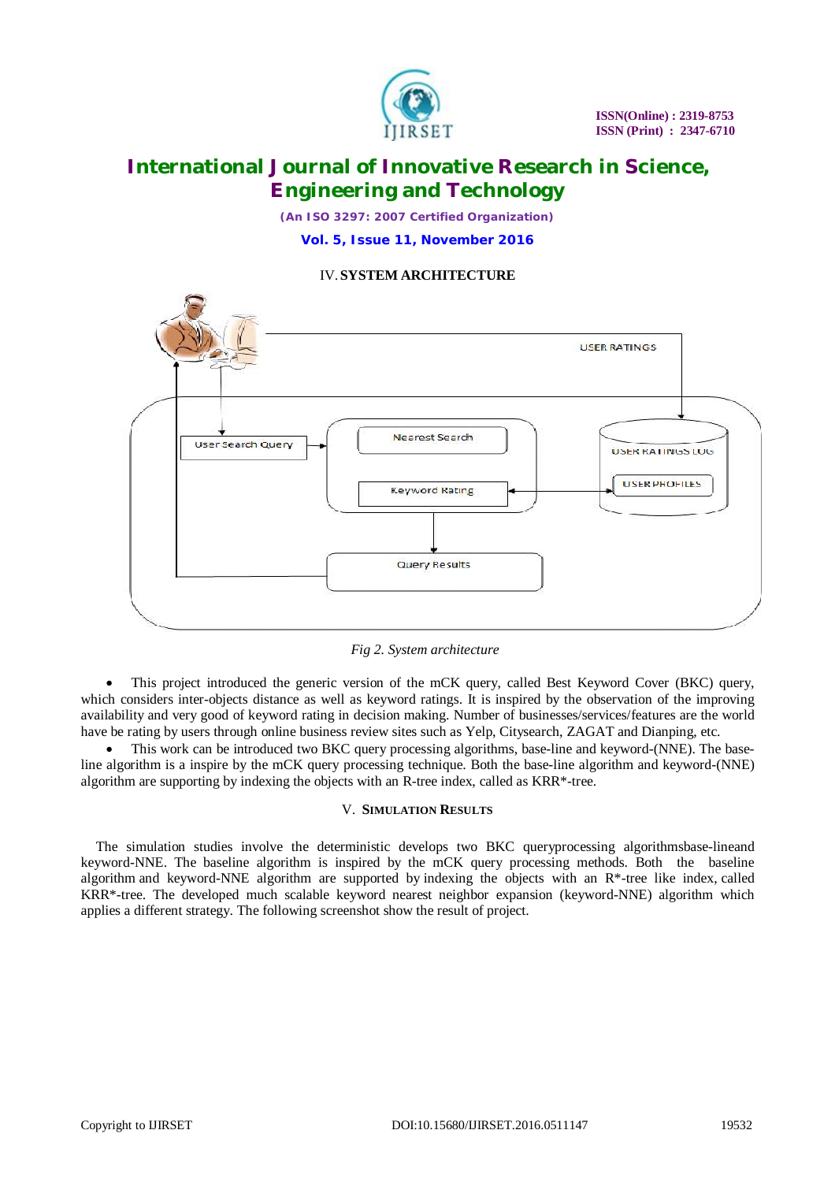## IV. SYSTEM ARCHITECTURE

USER RATINGS

User Search Query

Nearest Search

Keyword Rating

USER RATINGS LOG

USER PROFILES

Query Results

*Fig 2. System architecture*

- This project introduced the generic version of the mCK query, called Best Keyword Cover (BKC) query, which considers inter-objects distance as well as keyword ratings. It is inspired by the observation of the improving availability and very good of keyword rating in decision making. Number of businesses/services/features are the world have be rating by users through online business review sites such as Yelp, Citysearch, ZAGAT and Dianping, etc.
- This work can be introduced two BKC query processing algorithms, base-line and keyword-(NNE). The base-line algorithm is a inspire by the mCK query processing technique. Both the base-line algorithm and keyword-(NNE) algorithm are supporting by indexing the objects with an R-tree index, called as KRR*-tree.

## V. SIMULATION RESULTS

The simulation studies involve the deterministic develops two BKC queryprocessing algorithmsbase-lineand keyword-NNE. The baseline algorithm is inspired by the mCK query processing methods. Both the baseline algorithm and keyword-NNE algorithm are supported by indexing the objects with an R*-tree like index, called KRR*-tree. The developed much scalable keyword nearest neighbor expansion (keyword-NNE) algorithm which applies a different strategy. The following screenshot show the result of project.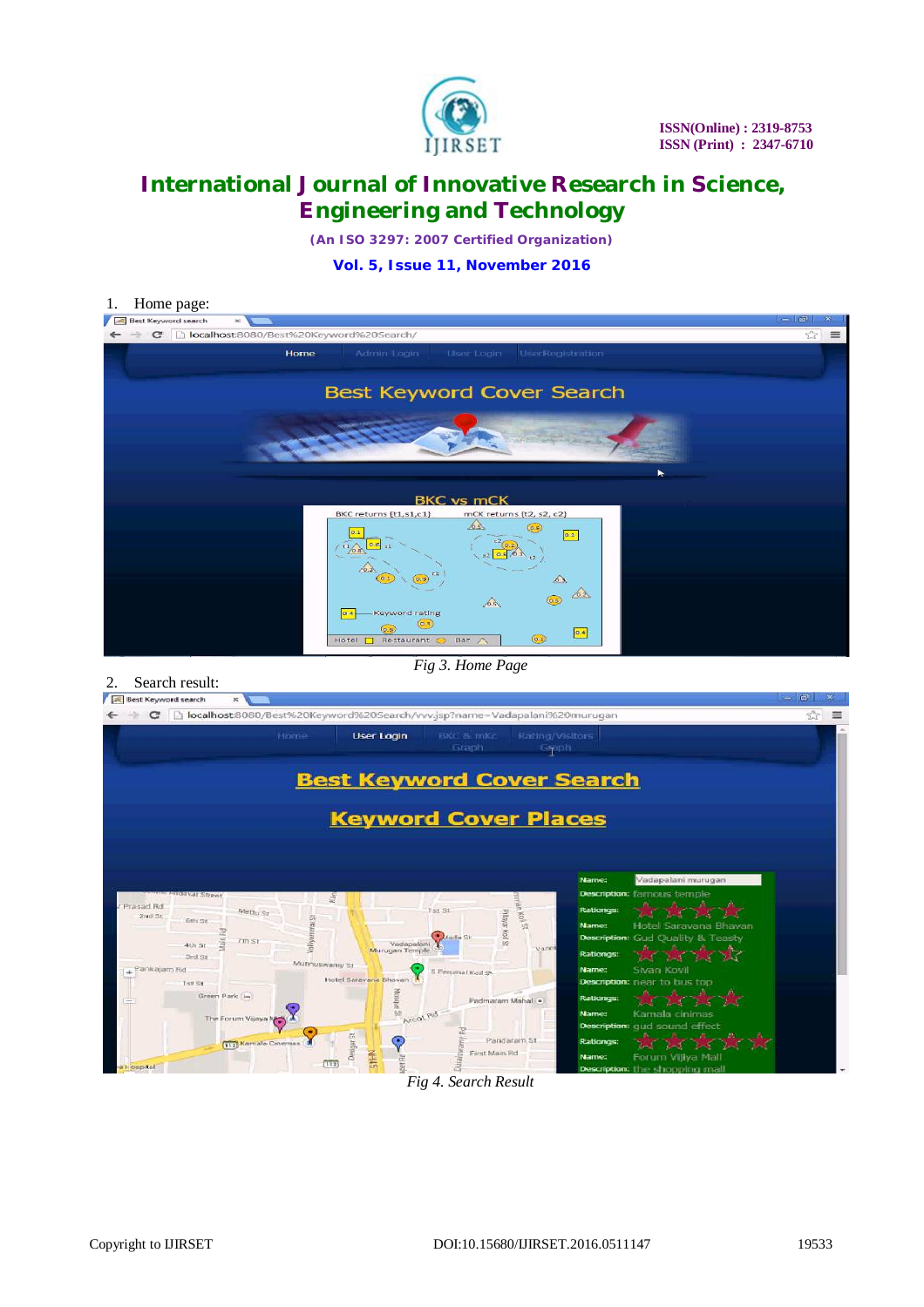1. Home page:

Fig 3. Home Page

2. Search result:

Fig 4. Search Result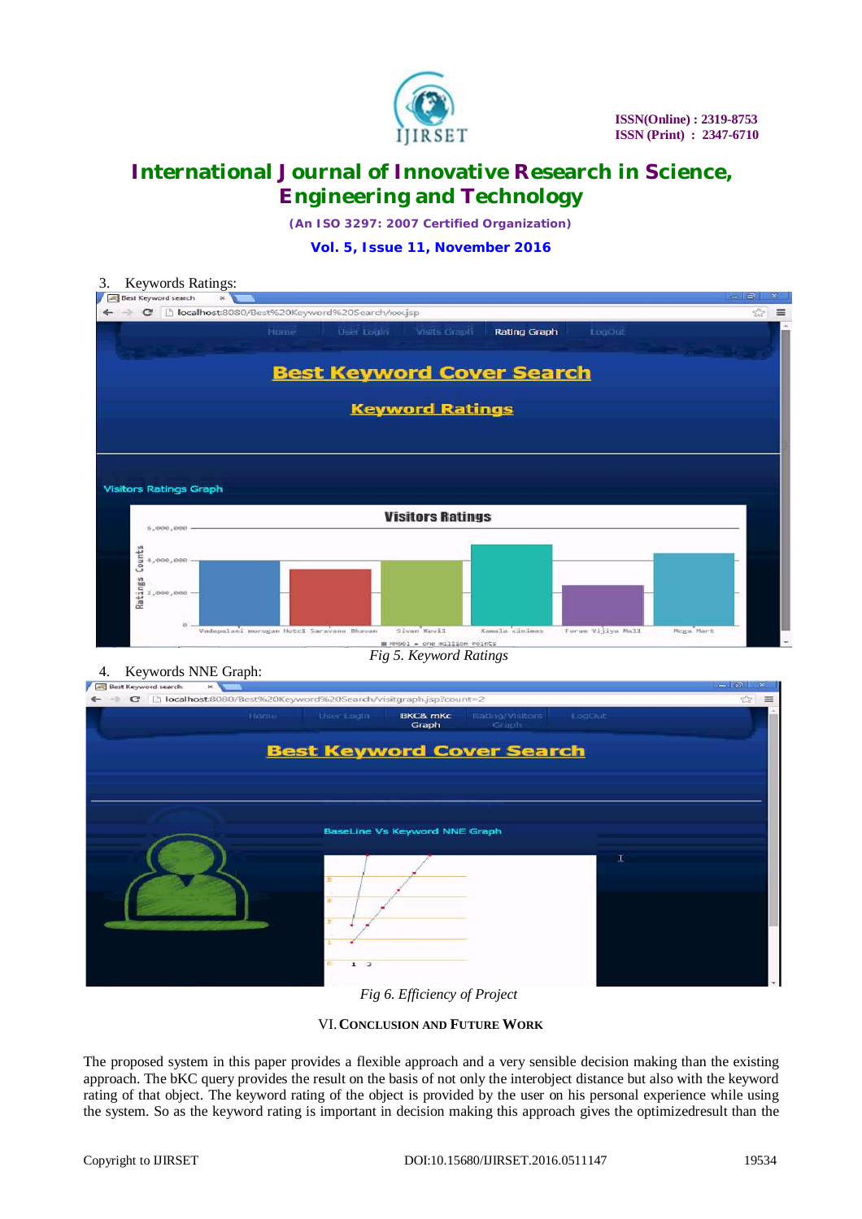3. Keywords Ratings:

Best Keyword Cover Search

Keyword Ratings

Visitors Ratings Graph

Visitors Ratings

6,000,000
4,000,000
2,000,000
0

Ratings Counts

Vadapalani murugan Hotel Saravana Bhavan Sivan Kovil Kamala cinimas Forum Vijiya Mall Mega Mart

one million points

*Fig 5. Keyword Ratings*

4. Keywords NNE Graph:

Best Keyword Cover Search

BaseLine Vs Keyword NNE Graph

*Fig 6. Efficiency of Project*

## VI. CONCLUSION AND FUTURE WORK

The proposed system in this paper provides a flexible approach and a very sensible decision making than the existing approach. The bKC query provides the result on the basis of not only the interobject distance but also with the keyword rating of that object. The keyword rating of the object is provided by the user on his personal experience while using the system. So as the keyword rating is important in decision making this approach gives the optimizedresult than the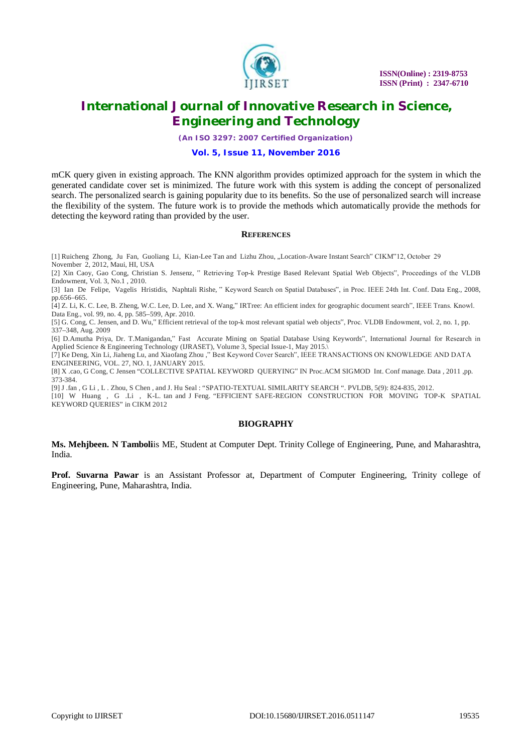mCK query given in existing approach. The KNN algorithm provides optimized approach for the system in which the generated candidate cover set is minimized. The future work with this system is adding the concept of personalized search. The personalized search is gaining popularity due to its benefits. So the use of personalized search will increase the flexibility of the system. The future work is to provide the methods which automatically provide the methods for detecting the keyword rating than provided by the user.

## REFERENCES

[1] Ruicheng Zhong, Ju Fan, Guoliang Li, Kian-Lee Tan and Lizhu Zhou, „Location-Aware Instant Search" CIKM"12, October 29 November 2, 2012, Maui, HI, USA

[2] Xin Caoy, Gao Cong, Christian S. Jensenz, " Retrieving Top-k Prestige Based Relevant Spatial Web Objects", Proceedings of the VLDB Endowment, Vol. 3, No.1 , 2010.

[3] Ian De Felipe, Vagelis Hristidis, Naphtali Rishe, " Keyword Search on Spatial Databases", in Proc. IEEE 24th Int. Conf. Data Eng., 2008, pp.656–665.

[4] Z. Li, K. C. Lee, B. Zheng, W.C. Lee, D. Lee, and X. Wang," IRTree: An efficient index for geographic document search", IEEE Trans. Knowl. Data Eng., vol. 99, no. 4, pp. 585–599, Apr. 2010.

[5] G. Cong, C. Jensen, and D. Wu," Efficient retrieval of the top-k most relevant spatial web objects", Proc. VLDB Endowment, vol. 2, no. 1, pp. 337–348, Aug. 2009

[6] D.Amutha Priya, Dr. T.Manigandan," Fast Accurate Mining on Spatial Database Using Keywords", International Journal for Research in Applied Science & Engineering Technology (IJRASET), Volume 3, Special Issue-1, May 2015.\

[7] Ke Deng, Xin Li, Jiaheng Lu, and Xiaofang Zhou ," Best Keyword Cover Search", IEEE TRANSACTIONS ON KNOWLEDGE AND DATA ENGINEERING, VOL. 27, NO. 1, JANUARY 2015.

[8] X .cao, G Cong, C Jensen "COLLECTIVE SPATIAL KEYWORD QUERYING" IN Proc.ACM SIGMOD Int. Conf manage. Data , 2011 ,pp. 373-384.

[9] J .fan , G Li , L . Zhou, S Chen , and J. Hu Seal : "SPATIO-TEXTUAL SIMILARITY SEARCH ". PVLDB, 5(9): 824-835, 2012.

[10] W Huang , G .Li , K-L. tan and J Feng. "EFFICIENT SAFE-REGION CONSTRUCTION FOR MOVING TOP-K SPATIAL KEYWORD QUERIES" in CIKM 2012

## BIOGRAPHY

**Ms. Mehjbeen. N Tamboli**is ME, Student at Computer Dept. Trinity College of Engineering, Pune, and Maharashtra, India.

**Prof. Suvarna Pawar** is an Assistant Professor at, Department of Computer Engineering, Trinity college of Engineering, Pune, Maharashtra, India.